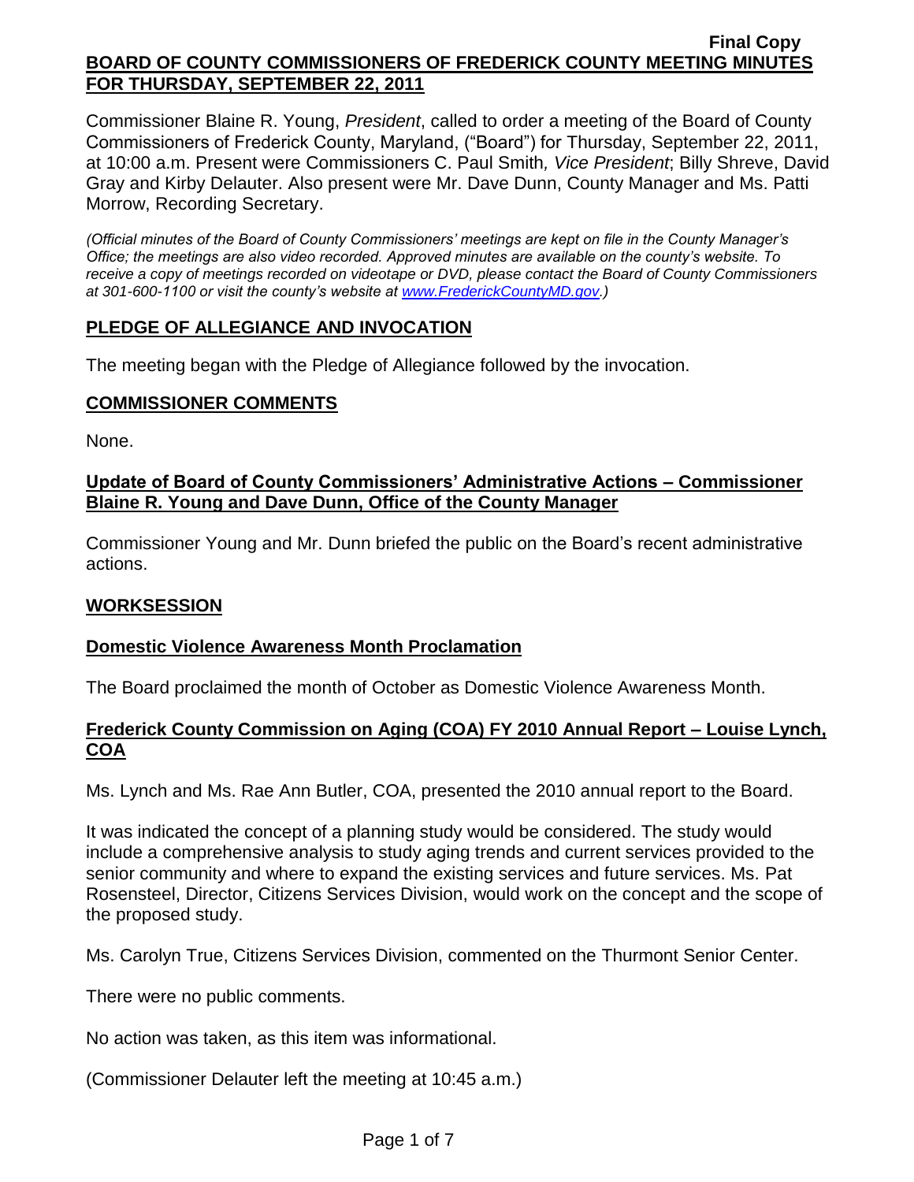Final Copy

# BOARD OF COUNTY COMMISSIONERS OF FREDERICK COUNTY MEETING MINUTES FOR THURSDAY, SEPTEMBER 22, 2011

Commissioner Blaine R. Young, *President*, called to order a meeting of the Board of County Commissioners of Frederick County, Maryland, ("Board") for Thursday, September 22, 2011, at 10:00 a.m. Present were Commissioners C. Paul Smith*, Vice President*; Billy Shreve, David Gray and Kirby Delauter. Also present were Mr. Dave Dunn, County Manager and Ms. Patti Morrow, Recording Secretary.

*(Official minutes of the Board of County Commissioners' meetings are kept on file in the County Manager's Office; the meetings are also video recorded. Approved minutes are available on the county's website. To receive a copy of meetings recorded on videotape or DVD, please contact the Board of County Commissioners at 301-600-1100 or visit the county's website at www.FrederickCountyMD.gov.)*

## PLEDGE OF ALLEGIANCE AND INVOCATION

The meeting began with the Pledge of Allegiance followed by the invocation.

## COMMISSIONER COMMENTS

None.

### Update of Board of County Commissioners' Administrative Actions – Commissioner Blaine R. Young and Dave Dunn, Office of the County Manager

Commissioner Young and Mr. Dunn briefed the public on the Board's recent administrative actions.

## WORKSESSION

### Domestic Violence Awareness Month Proclamation

The Board proclaimed the month of October as Domestic Violence Awareness Month.

### Frederick County Commission on Aging (COA) FY 2010 Annual Report – Louise Lynch, COA

Ms. Lynch and Ms. Rae Ann Butler, COA, presented the 2010 annual report to the Board.

It was indicated the concept of a planning study would be considered. The study would include a comprehensive analysis to study aging trends and current services provided to the senior community and where to expand the existing services and future services. Ms. Pat Rosensteel, Director, Citizens Services Division, would work on the concept and the scope of the proposed study.

Ms. Carolyn True, Citizens Services Division, commented on the Thurmont Senior Center.

There were no public comments.

No action was taken, as this item was informational.

(Commissioner Delauter left the meeting at 10:45 a.m.)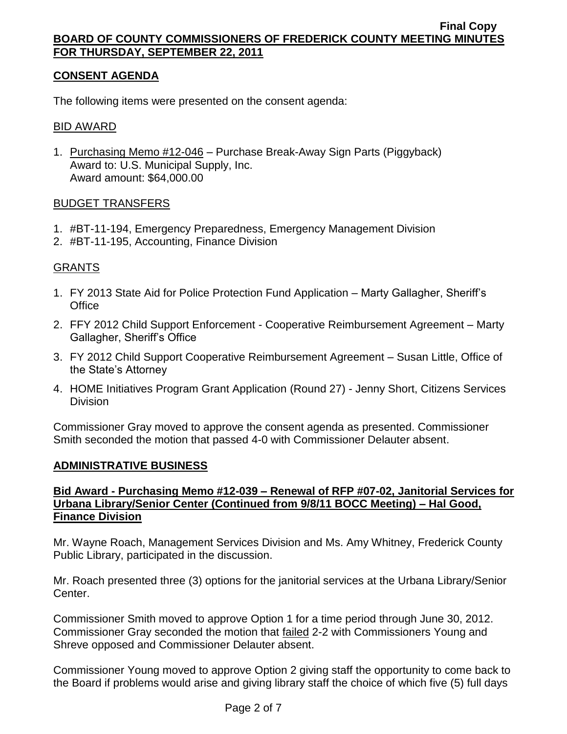## CONSENT AGENDA

The following items were presented on the consent agenda:

### BID AWARD

1. Purchasing Memo #12-046 – Purchase Break-Away Sign Parts (Piggyback)
   Award to: U.S. Municipal Supply, Inc.
   Award amount: $64,000.00

### BUDGET TRANSFERS

1. #BT-11-194, Emergency Preparedness, Emergency Management Division
2. #BT-11-195, Accounting, Finance Division

### GRANTS

1. FY 2013 State Aid for Police Protection Fund Application – Marty Gallagher, Sheriff's Office
2. FFY 2012 Child Support Enforcement - Cooperative Reimbursement Agreement – Marty Gallagher, Sheriff's Office
3. FY 2012 Child Support Cooperative Reimbursement Agreement – Susan Little, Office of the State's Attorney
4. HOME Initiatives Program Grant Application (Round 27) - Jenny Short, Citizens Services Division

Commissioner Gray moved to approve the consent agenda as presented. Commissioner Smith seconded the motion that passed 4-0 with Commissioner Delauter absent.

## ADMINISTRATIVE BUSINESS

### Bid Award - Purchasing Memo #12-039 – Renewal of RFP #07-02, Janitorial Services for Urbana Library/Senior Center (Continued from 9/8/11 BOCC Meeting) – Hal Good, Finance Division

Mr. Wayne Roach, Management Services Division and Ms. Amy Whitney, Frederick County Public Library, participated in the discussion.

Mr. Roach presented three (3) options for the janitorial services at the Urbana Library/Senior Center.

Commissioner Smith moved to approve Option 1 for a time period through June 30, 2012. Commissioner Gray seconded the motion that failed 2-2 with Commissioners Young and Shreve opposed and Commissioner Delauter absent.

Commissioner Young moved to approve Option 2 giving staff the opportunity to come back to the Board if problems would arise and giving library staff the choice of which five (5) full days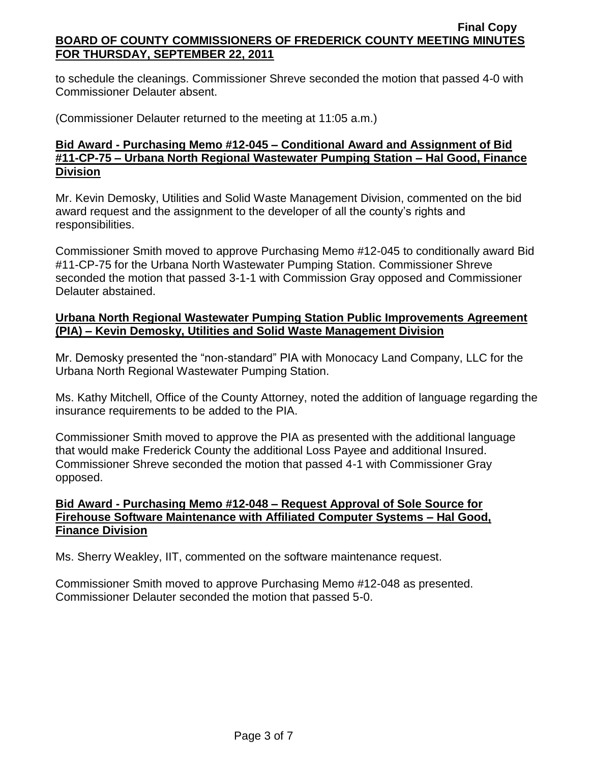to schedule the cleanings. Commissioner Shreve seconded the motion that passed 4-0 with Commissioner Delauter absent.

(Commissioner Delauter returned to the meeting at 11:05 a.m.)

**Bid Award - Purchasing Memo #12-045 – Conditional Award and Assignment of Bid #11-CP-75 – Urbana North Regional Wastewater Pumping Station – Hal Good, Finance Division**

Mr. Kevin Demosky, Utilities and Solid Waste Management Division, commented on the bid award request and the assignment to the developer of all the county's rights and responsibilities.

Commissioner Smith moved to approve Purchasing Memo #12-045 to conditionally award Bid #11-CP-75 for the Urbana North Wastewater Pumping Station. Commissioner Shreve seconded the motion that passed 3-1-1 with Commission Gray opposed and Commissioner Delauter abstained.

**Urbana North Regional Wastewater Pumping Station Public Improvements Agreement (PIA) – Kevin Demosky, Utilities and Solid Waste Management Division**

Mr. Demosky presented the "non-standard" PIA with Monocacy Land Company, LLC for the Urbana North Regional Wastewater Pumping Station.

Ms. Kathy Mitchell, Office of the County Attorney, noted the addition of language regarding the insurance requirements to be added to the PIA.

Commissioner Smith moved to approve the PIA as presented with the additional language that would make Frederick County the additional Loss Payee and additional Insured. Commissioner Shreve seconded the motion that passed 4-1 with Commissioner Gray opposed.

**Bid Award - Purchasing Memo #12-048 – Request Approval of Sole Source for Firehouse Software Maintenance with Affiliated Computer Systems – Hal Good, Finance Division**

Ms. Sherry Weakley, IIT, commented on the software maintenance request.

Commissioner Smith moved to approve Purchasing Memo #12-048 as presented. Commissioner Delauter seconded the motion that passed 5-0.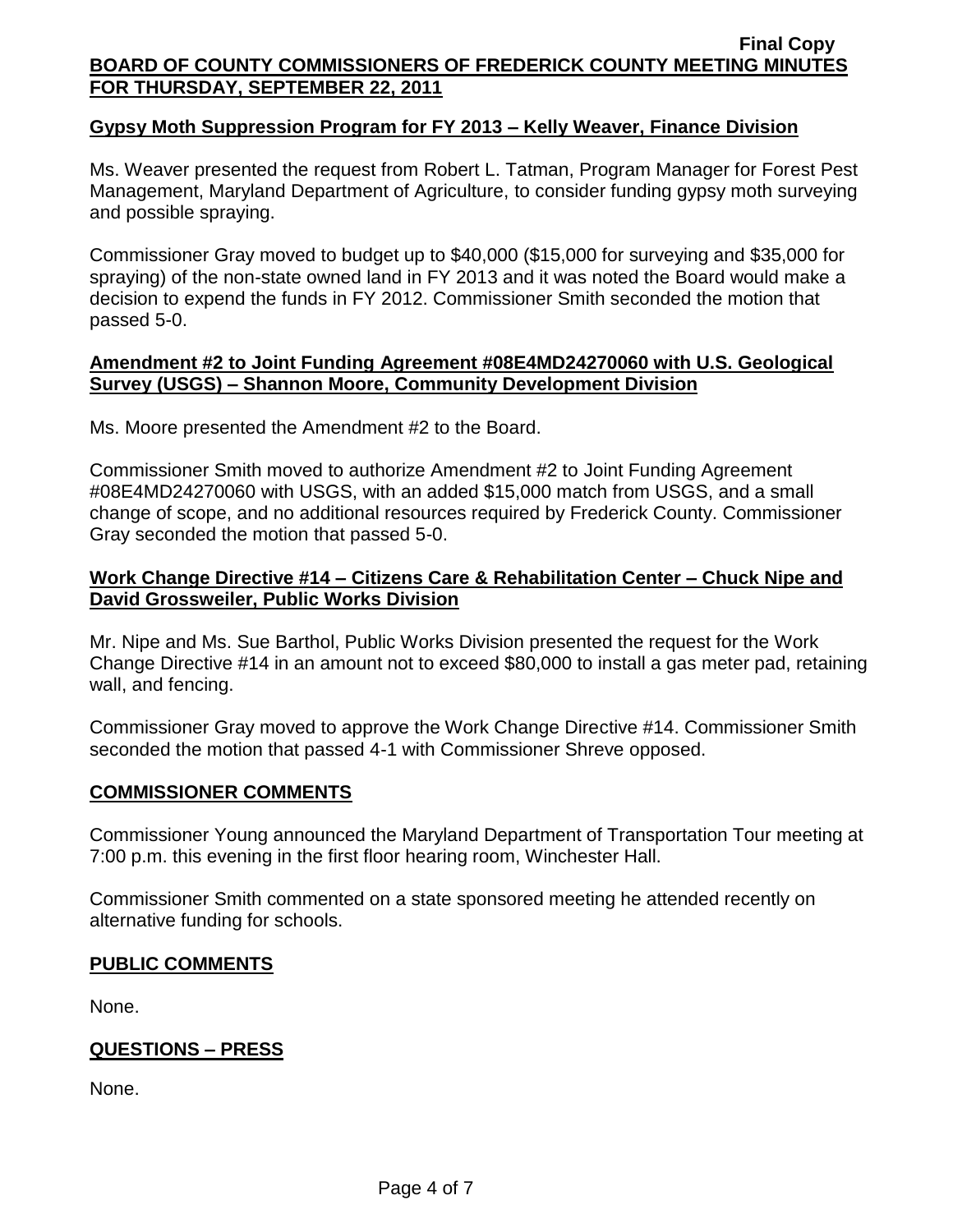## Gypsy Moth Suppression Program for FY 2013 – Kelly Weaver, Finance Division

Ms. Weaver presented the request from Robert L. Tatman, Program Manager for Forest Pest Management, Maryland Department of Agriculture, to consider funding gypsy moth surveying and possible spraying.

Commissioner Gray moved to budget up to $40,000 ($15,000 for surveying and $35,000 for spraying) of the non-state owned land in FY 2013 and it was noted the Board would make a decision to expend the funds in FY 2012. Commissioner Smith seconded the motion that passed 5-0.

## Amendment #2 to Joint Funding Agreement #08E4MD24270060 with U.S. Geological Survey (USGS) – Shannon Moore, Community Development Division

Ms. Moore presented the Amendment #2 to the Board.

Commissioner Smith moved to authorize Amendment #2 to Joint Funding Agreement #08E4MD24270060 with USGS, with an added $15,000 match from USGS, and a small change of scope, and no additional resources required by Frederick County. Commissioner Gray seconded the motion that passed 5-0.

## Work Change Directive #14 – Citizens Care & Rehabilitation Center – Chuck Nipe and David Grossweiler, Public Works Division

Mr. Nipe and Ms. Sue Barthol, Public Works Division presented the request for the Work Change Directive #14 in an amount not to exceed $80,000 to install a gas meter pad, retaining wall, and fencing.

Commissioner Gray moved to approve the Work Change Directive #14. Commissioner Smith seconded the motion that passed 4-1 with Commissioner Shreve opposed.

## COMMISSIONER COMMENTS

Commissioner Young announced the Maryland Department of Transportation Tour meeting at 7:00 p.m. this evening in the first floor hearing room, Winchester Hall.

Commissioner Smith commented on a state sponsored meeting he attended recently on alternative funding for schools.

## PUBLIC COMMENTS

None.

## QUESTIONS – PRESS

None.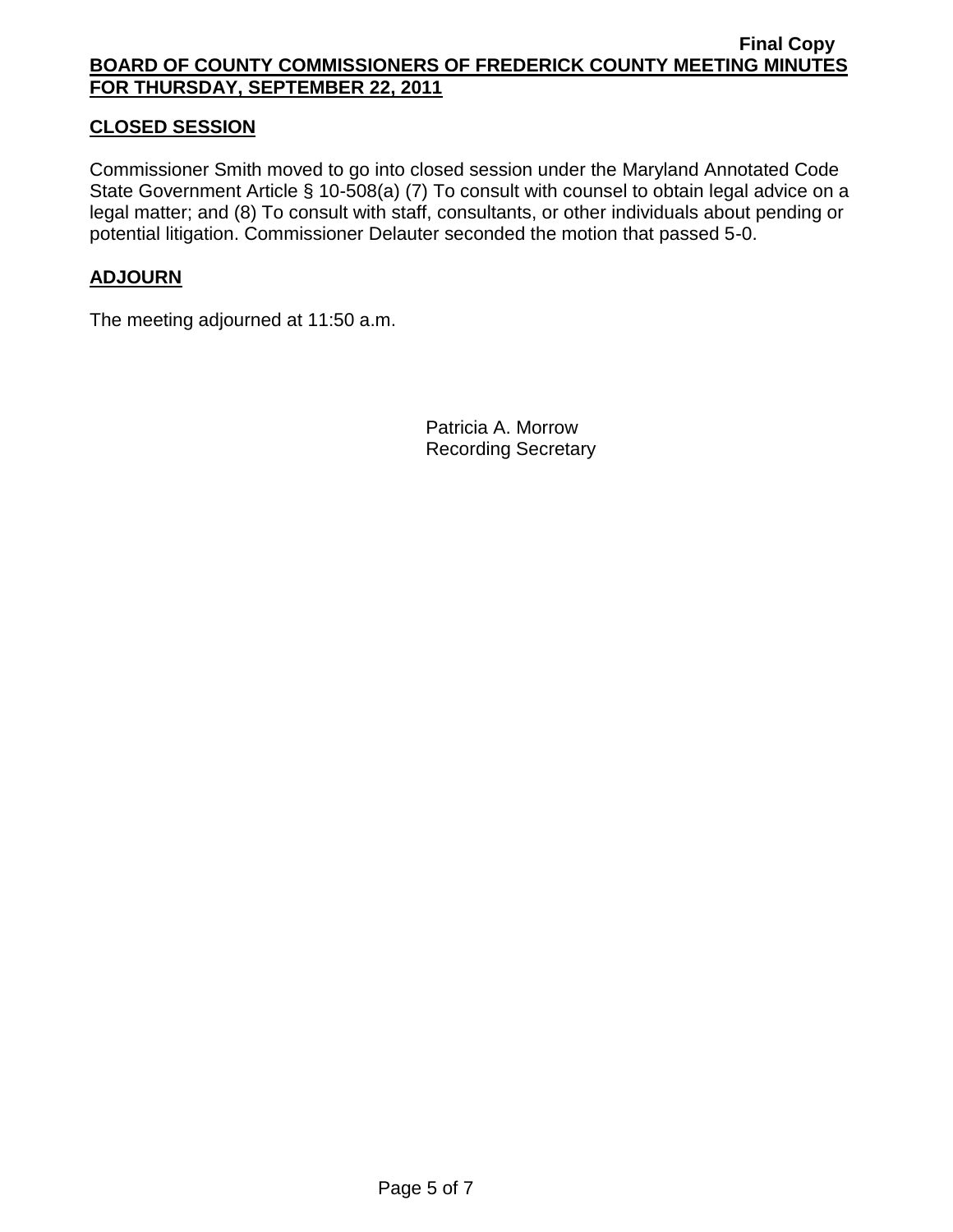## CLOSED SESSION

Commissioner Smith moved to go into closed session under the Maryland Annotated Code State Government Article § 10-508(a) (7) To consult with counsel to obtain legal advice on a legal matter; and (8) To consult with staff, consultants, or other individuals about pending or potential litigation. Commissioner Delauter seconded the motion that passed 5-0.

## ADJOURN

The meeting adjourned at 11:50 a.m.

Patricia A. Morrow
Recording Secretary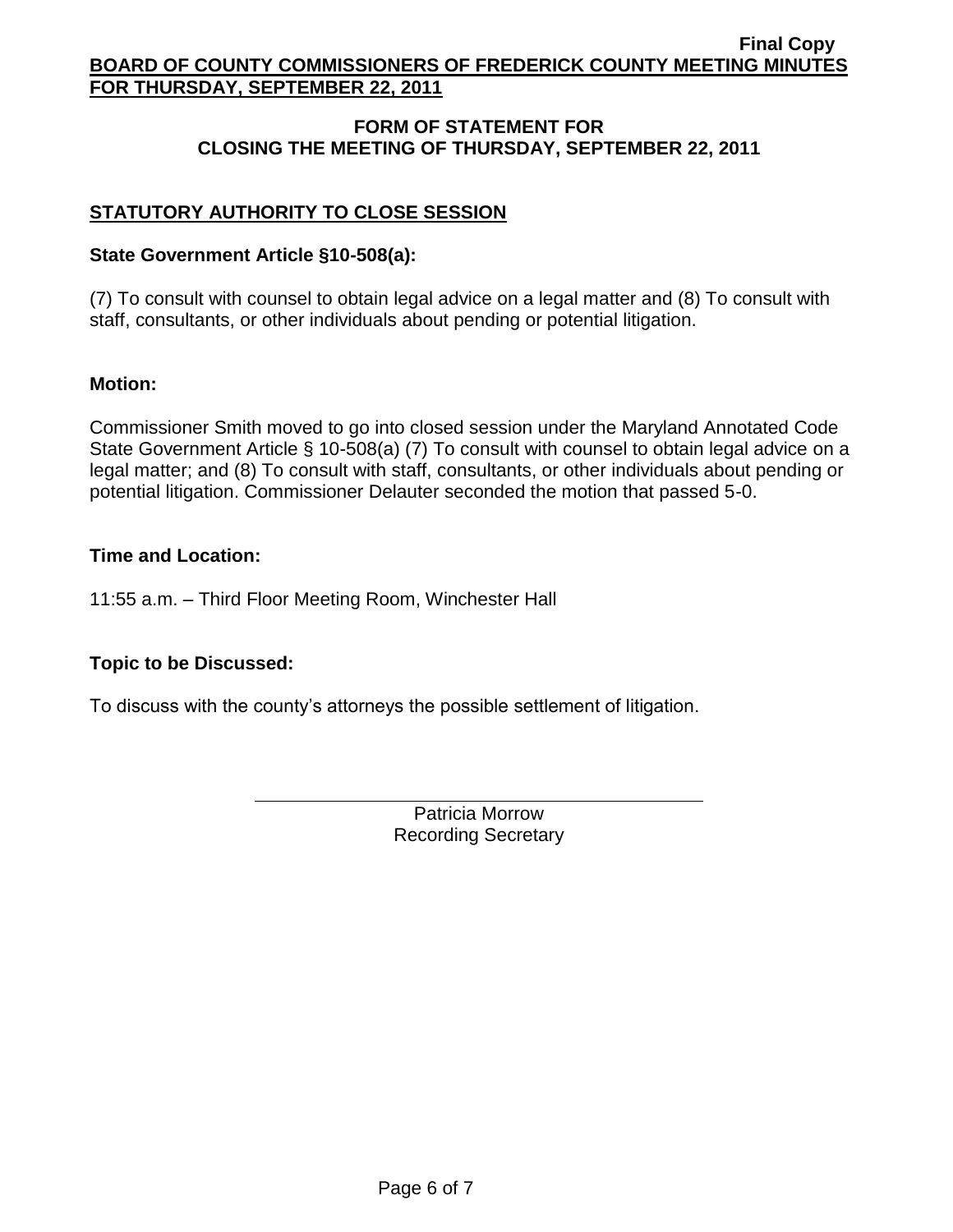## FORM OF STATEMENT FOR CLOSING THE MEETING OF THURSDAY, SEPTEMBER 22, 2011

### STATUTORY AUTHORITY TO CLOSE SESSION

**State Government Article §10-508(a):**

(7) To consult with counsel to obtain legal advice on a legal matter and (8) To consult with staff, consultants, or other individuals about pending or potential litigation.

**Motion:**

Commissioner Smith moved to go into closed session under the Maryland Annotated Code State Government Article § 10-508(a) (7) To consult with counsel to obtain legal advice on a legal matter; and (8) To consult with staff, consultants, or other individuals about pending or potential litigation. Commissioner Delauter seconded the motion that passed 5-0.

**Time and Location:**

11:55 a.m. – Third Floor Meeting Room, Winchester Hall

**Topic to be Discussed:**

To discuss with the county's attorneys the possible settlement of litigation.

Patricia Morrow
Recording Secretary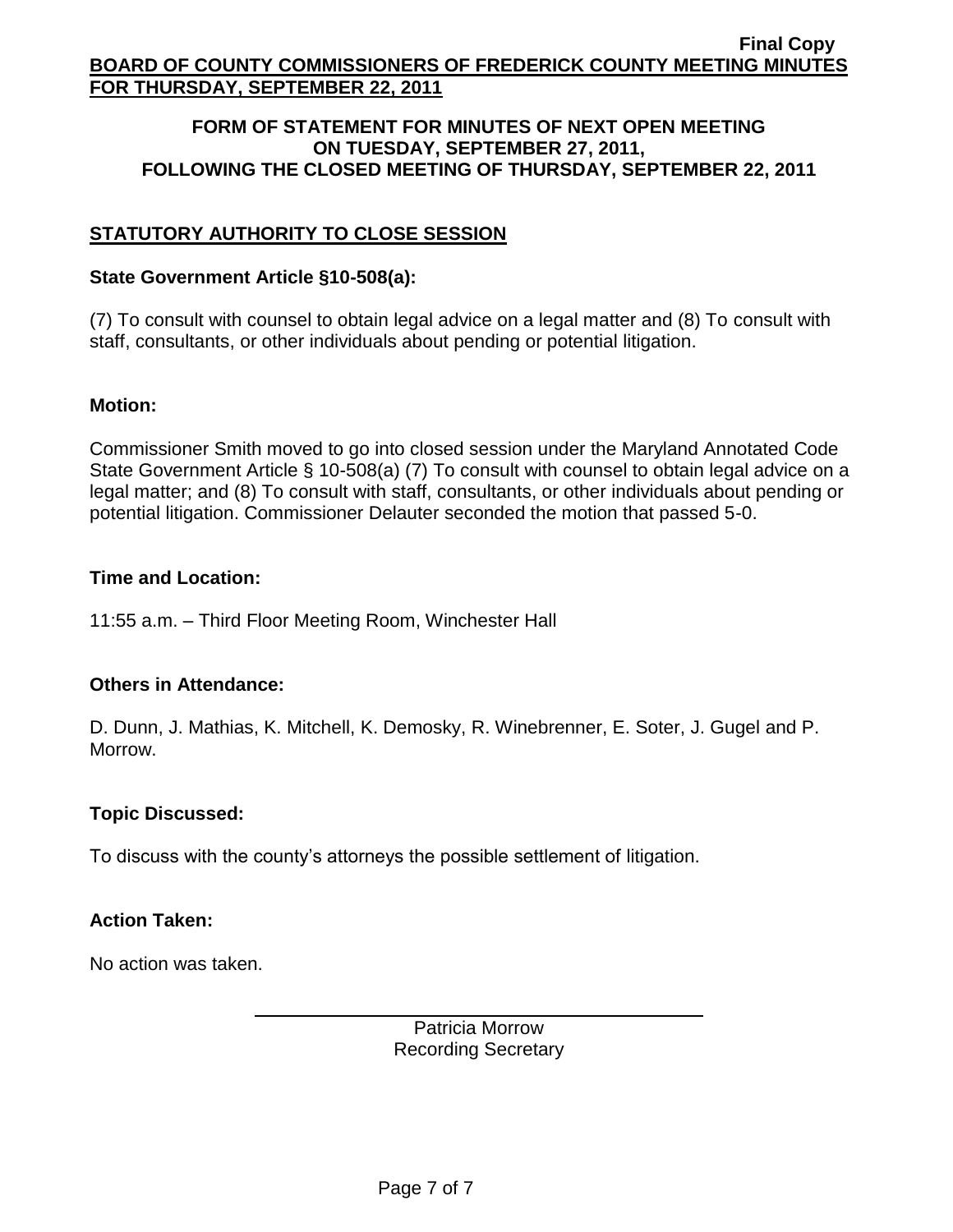**FORM OF STATEMENT FOR MINUTES OF NEXT OPEN MEETING ON TUESDAY, SEPTEMBER 27, 2011, FOLLOWING THE CLOSED MEETING OF THURSDAY, SEPTEMBER 22, 2011**

## STATUTORY AUTHORITY TO CLOSE SESSION

### State Government Article §10-508(a):

(7) To consult with counsel to obtain legal advice on a legal matter and (8) To consult with staff, consultants, or other individuals about pending or potential litigation.

### Motion:

Commissioner Smith moved to go into closed session under the Maryland Annotated Code State Government Article § 10-508(a) (7) To consult with counsel to obtain legal advice on a legal matter; and (8) To consult with staff, consultants, or other individuals about pending or potential litigation. Commissioner Delauter seconded the motion that passed 5-0.

### Time and Location:

11:55 a.m. – Third Floor Meeting Room, Winchester Hall

### Others in Attendance:

D. Dunn, J. Mathias, K. Mitchell, K. Demosky, R. Winebrenner, E. Soter, J. Gugel and P. Morrow.

### Topic Discussed:

To discuss with the county's attorneys the possible settlement of litigation.

### Action Taken:

No action was taken.

Patricia Morrow
Recording Secretary